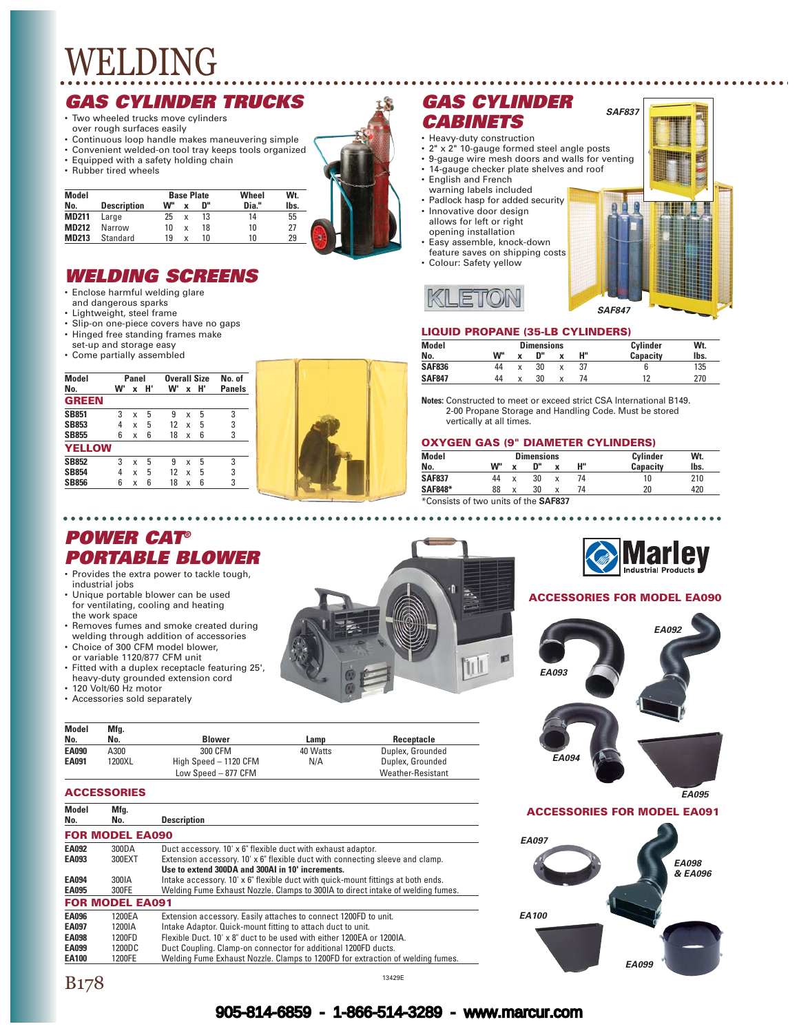# WELDING

## GAS CYLINDER TRUCKS

- Two wheeled trucks move cylinders over rough surfaces easily
- Continuous loop handle makes maneuvering simple
- Convenient welded-on tool tray keeps tools organized
- Equipped with a safety holding chain
- Rubber tired wheels

| Model No. | Description | Base Plate W" x D" | Wheel Dia." | Wt. lbs. |
|---|---|---|---|---|
| MD211 | Large | 25 x 13 | 14 | 55 |
| MD212 | Narrow | 10 x 18 | 10 | 27 |
| MD213 | Standard | 19 x 10 | 10 | 29 |

## WELDING SCREENS

- Enclose harmful welding glare and dangerous sparks
- Lightweight, steel frame
- Slip-on one-piece covers have no gaps
- Hinged free standing frames make set-up and storage easy
- Come partially assembled

| Model No. | Panel W' x H' | Overall Size W' x H' | No. of Panels |
|---|---|---|---|
| **GREEN** | | | |
| SB851 | 3 x 5 | 9 x 5 | 3 |
| SB853 | 4 x 5 | 12 x 5 | 3 |
| SB855 | 6 x 6 | 18 x 6 | 3 |
| **YELLOW** | | | |
| SB852 | 3 x 5 | 9 x 5 | 3 |
| SB854 | 4 x 5 | 12 x 5 | 3 |
| SB856 | 6 x 6 | 18 x 6 | 3 |

## GAS CYLINDER CABINETS

- Heavy-duty construction
- 2" x 2" 10-gauge formed steel angle posts
- 9-gauge wire mesh doors and walls for venting
- 14-gauge checker plate shelves and roof
- English and French warning labels included
- Padlock hasp for added security
- Innovative door design allows for left or right opening installation
- Easy assemble, knock-down feature saves on shipping costs
- Colour: Safety yellow

SAF837

SAF847

KLETON

### LIQUID PROPANE (35-LB CYLINDERS)

| Model No. | Dimensions W" x D" x H" | Cylinder Capacity | Wt. lbs. |
|---|---|---|---|
| SAF836 | 44 x 30 x 37 | 6 | 135 |
| SAF847 | 44 x 30 x 74 | 12 | 270 |

**Notes:** Constructed to meet or exceed strict CSA International B149. 2-00 Propane Storage and Handling Code. Must be stored vertically at all times.

### OXYGEN GAS (9" DIAMETER CYLINDERS)

| Model No. | Dimensions W" x D" x H" | Cylinder Capacity | Wt. lbs. |
|---|---|---|---|
| SAF837 | 44 x 30 x 74 | 10 | 210 |
| SAF848* | 88 x 30 x 74 | 20 | 420 |

*Consists of two units of the **SAF837**

## POWER CAT® PORTABLE BLOWER

- Provides the extra power to tackle tough, industrial jobs
- Unique portable blower can be used for ventilating, cooling and heating the work space
- Removes fumes and smoke created during welding through addition of accessories
- Choice of 300 CFM model blower, or variable 1120/877 CFM unit
- Fitted with a duplex receptacle featuring 25', heavy-duty grounded extension cord
- 120 Volt/60 Hz motor
- Accessories sold separately

| Model No. | Mfg. No. | Blower | Lamp | Receptacle |
|---|---|---|---|---|
| EA090 | A300 | 300 CFM | 40 Watts | Duplex, Grounded |
| EA091 | 1200XL | High Speed – 1120 CFM | N/A | Duplex, Grounded |
| | | Low Speed – 877 CFM | | Weather-Resistant |

### ACCESSORIES

| Model No. | Mfg. No. | Description |
|---|---|---|
| **FOR MODEL EA090** | | |
| EA092 | 300DA | Duct accessory. 10' x 6" flexible duct with exhaust adaptor. |
| EA093 | 300EXT | Extension accessory. 10' x 6" flexible duct with connecting sleeve and clamp. **Use to extend 300DA and 300AI in 10' increments.** |
| EA094 | 300IA | Intake accessory. 10' x 6" flexible duct with quick-mount fittings at both ends. |
| EA095 | 300FE | Welding Fume Exhaust Nozzle. Clamps to 300IA to direct intake of welding fumes. |
| **FOR MODEL EA091** | | |
| EA096 | 1200EA | Extension accessory. Easily attaches to connect 1200FD to unit. |
| EA097 | 1200IA | Intake Adaptor. Quick-mount fitting to attach duct to unit. |
| EA098 | 1200FD | Flexible Duct. 10' x 8" duct to be used with either 1200EA or 1200IA. |
| EA099 | 1200DC | Duct Coupling. Clamp-on connector for additional 1200FD ducts. |
| EA100 | 1200FE | Welding Fume Exhaust Nozzle. Clamps to 1200FD for extraction of welding fumes. |

Marley Industrial Products

### ACCESSORIES FOR MODEL EA090

EA092, EA093, EA094, EA095

### ACCESSORIES FOR MODEL EA091

EA097, EA098 & EA096, EA100, EA099

13429E

905-814-6859 - 1-866-514-3289 - www.marcur.com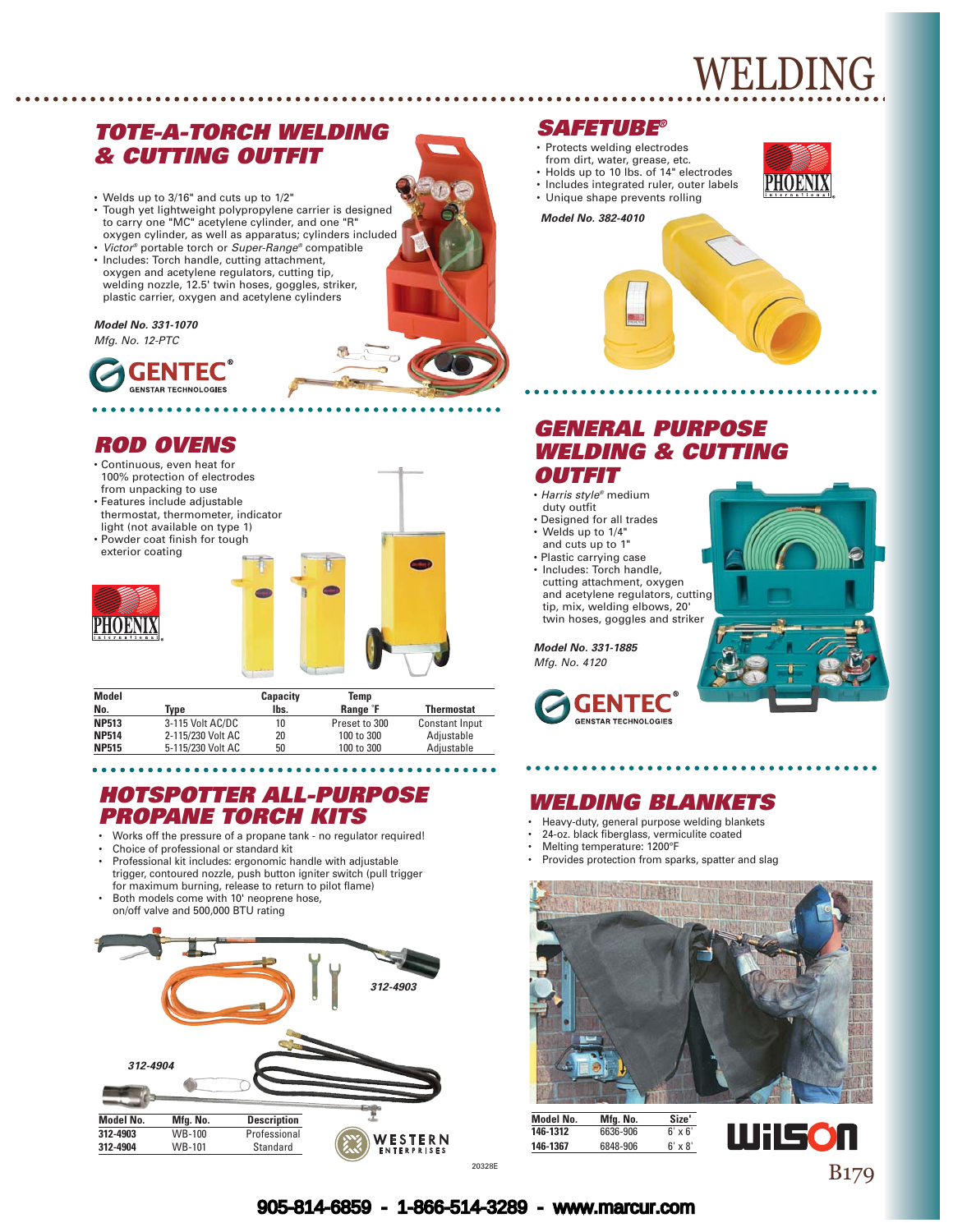# WELDING

## TOTE-A-TORCH WELDING & CUTTING OUTFIT

- Welds up to 3/16" and cuts up to 1/2"
- Tough yet lightweight polypropylene carrier is designed to carry one "MC" acetylene cylinder, and one "R" oxygen cylinder, as well as apparatus; cylinders included
- *Victor®* portable torch or *Super-Range®* compatible
- Includes: Torch handle, cutting attachment, oxygen and acetylene regulators, cutting tip, welding nozzle, 12.5' twin hoses, goggles, striker, plastic carrier, oxygen and acetylene cylinders

***Model No. 331-1070***
*Mfg. No. 12-PTC*

GENTEC® GENSTAR TECHNOLOGIES

## SAFETUBE®

- Protects welding electrodes from dirt, water, grease, etc.
- Holds up to 10 lbs. of 14" electrodes
- Includes integrated ruler, outer labels
- Unique shape prevents rolling

***Model No. 382-4010***

PHOENIX International

## ROD OVENS

- Continuous, even heat for 100% protection of electrodes from unpacking to use
- Features include adjustable thermostat, thermometer, indicator light (not available on type 1)
- Powder coat finish for tough exterior coating

PHOENIX International

| Model No. | Type | Capacity lbs. | Temp Range °F | Thermostat |
|---|---|---|---|---|
| **NP513** | 3-115 Volt AC/DC | 10 | Preset to 300 | Constant Input |
| **NP514** | 2-115/230 Volt AC | 20 | 100 to 300 | Adjustable |
| **NP515** | 5-115/230 Volt AC | 50 | 100 to 300 | Adjustable |

## GENERAL PURPOSE WELDING & CUTTING OUTFIT

- *Harris style®* medium duty outfit
- Designed for all trades
- Welds up to 1/4" and cuts up to 1"
- Plastic carrying case
- Includes: Torch handle, cutting attachment, oxygen and acetylene regulators, cutting tip, mix, welding elbows, 20' twin hoses, goggles and striker

***Model No. 331-1885***
*Mfg. No. 4120*

GENTEC® GENSTAR TECHNOLOGIES

## HOTSPOTTER ALL-PURPOSE PROPANE TORCH KITS

- Works off the pressure of a propane tank - no regulator required!
- Choice of professional or standard kit
- Professional kit includes: ergonomic handle with adjustable trigger, contoured nozzle, push button igniter switch (pull trigger for maximum burning, release to return to pilot flame)
- Both models come with 10' neoprene hose, on/off valve and 500,000 BTU rating

312-4903

312-4904

| Model No. | Mfg. No. | Description |
|---|---|---|
| **312-4903** | WB-100 | Professional |
| **312-4904** | WB-101 | Standard |

WESTERN ENTERPRISES

## WELDING BLANKETS

- Heavy-duty, general purpose welding blankets
- 24-oz. black fiberglass, vermiculite coated
- Melting temperature: 1200°F
- Provides protection from sparks, spatter and slag

| Model No. | Mfg. No. | Size' |
|---|---|---|
| **146-1312** | 6636-906 | 6' x 6' |
| **146-1367** | 6848-906 | 6' x 8' |

WILSON

20328E

905-814-6859 - 1-866-514-3289 - www.marcur.com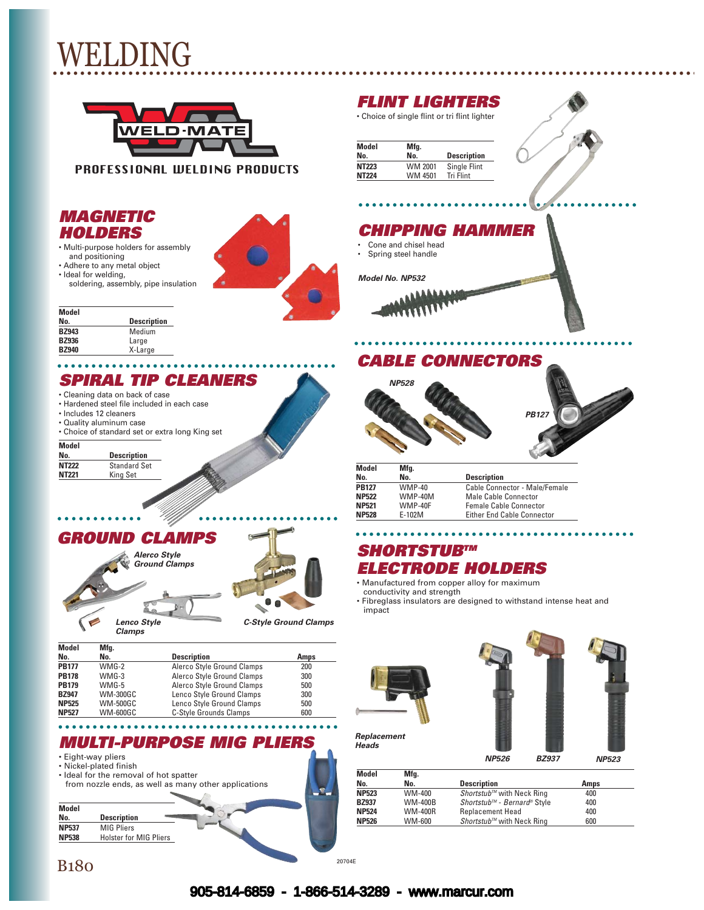# WELDING

WELD-MATE

PROFESSIONAL WELDING PRODUCTS

## MAGNETIC HOLDERS

- Multi-purpose holders for assembly and positioning
- Adhere to any metal object
- Ideal for welding, soldering, assembly, pipe insulation

| Model No. | Description |
|---|---|
| BZ943 | Medium |
| BZ936 | Large |
| BZ940 | X-Large |

## SPIRAL TIP CLEANERS

- Cleaning data on back of case
- Hardened steel file included in each case
- Includes 12 cleaners
- Quality aluminum case
- Choice of standard set or extra long King set

| Model No. | Description |
|---|---|
| NT222 | Standard Set |
| NT221 | King Set |

## GROUND CLAMPS

*Alerco Style Ground Clamps*

*Lenco Style Clamps*

*C-Style Ground Clamps*

| Model No. | Mfg. No. | Description | Amps |
|---|---|---|---|
| PB177 | WMG-2 | Alerco Style Ground Clamps | 200 |
| PB178 | WMG-3 | Alerco Style Ground Clamps | 300 |
| PB179 | WMG-5 | Alerco Style Ground Clamps | 500 |
| BZ947 | WM-300GC | Lenco Style Ground Clamps | 300 |
| NP525 | WM-500GC | Lenco Style Ground Clamps | 500 |
| NP527 | WM-600GC | C-Style Grounds Clamps | 600 |

## MULTI-PURPOSE MIG PLIERS

- Eight-way pliers
- Nickel-plated finish
- Ideal for the removal of hot spatter from nozzle ends, as well as many other applications

| Model No. | Description |
|---|---|
| NP537 | MIG Pliers |
| NP538 | Holster for MIG Pliers |

## FLINT LIGHTERS

- Choice of single flint or tri flint lighter

| Model No. | Mfg. No. | Description |
|---|---|---|
| NT223 | WM 2001 | Single Flint |
| NT224 | WM 4501 | Tri Flint |

## CHIPPING HAMMER

- Cone and chisel head
- Spring steel handle

*Model No. NP532*

## CABLE CONNECTORS

*NP528*

*PB127*

| Model No. | Mfg. No. | Description |
|---|---|---|
| PB127 | WMP-40 | Cable Connector - Male/Female |
| NP522 | WMP-40M | Male Cable Connector |
| NP521 | WMP-40F | Female Cable Connector |
| NP528 | E-102M | Either End Cable Connector |

## SHORTSTUB™ ELECTRODE HOLDERS

- Manufactured from copper alloy for maximum conductivity and strength
- Fibreglass insulators are designed to withstand intense heat and impact

*Replacement Heads*

*NP526* *BZ937* *NP523*

| Model No. | Mfg. No. | Description | Amps |
|---|---|---|---|
| NP523 | WM-400 | *Shortstub™* with Neck Ring | 400 |
| BZ937 | WM-400B | *Shortstub™ - Bernard®* Style | 400 |
| NP524 | WM-400R | Replacement Head | 400 |
| NP526 | WM-600 | *Shortstub™* with Neck Ring | 600 |

20704E

905-814-6859 - 1-866-514-3289 - www.marcur.com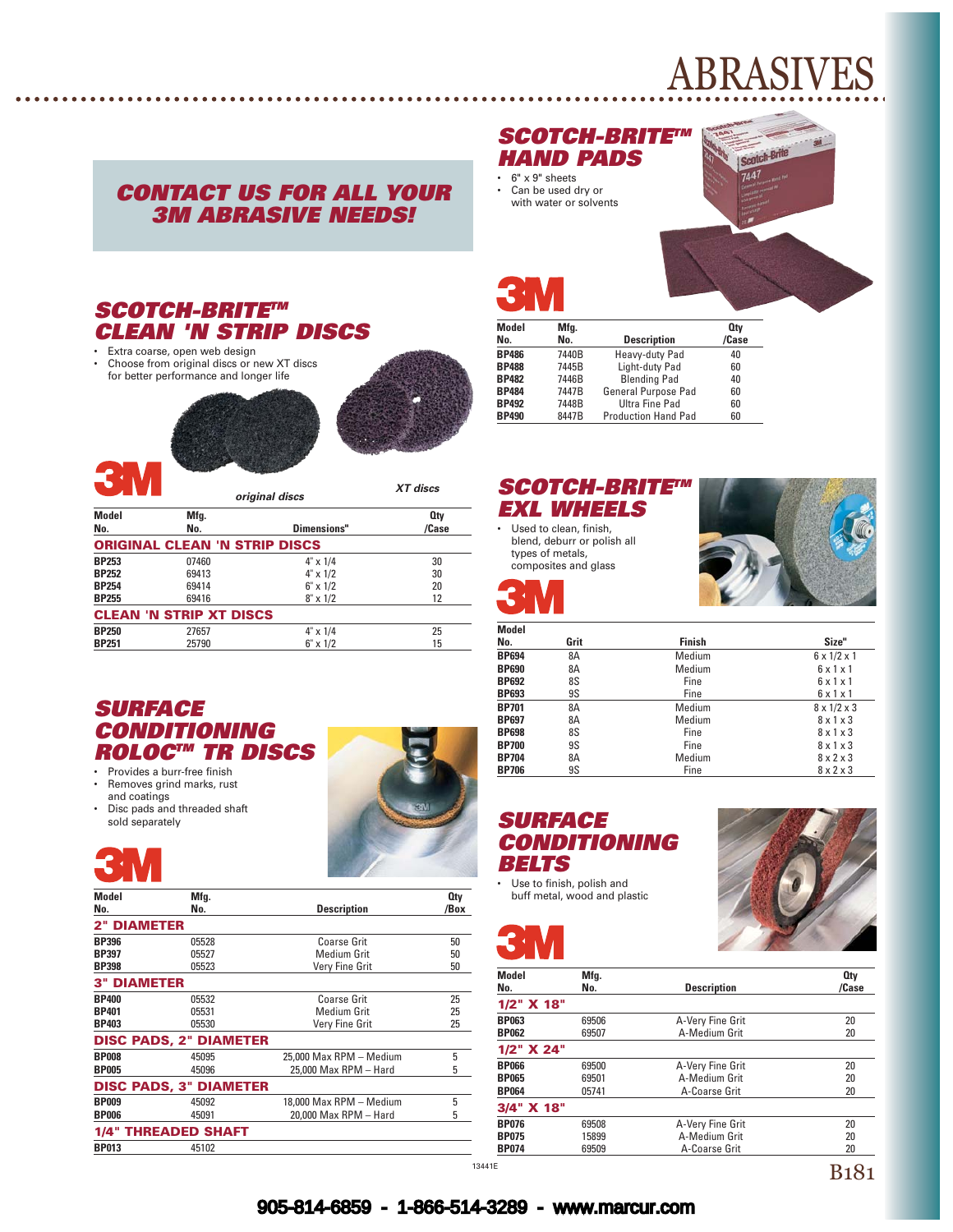# ABRASIVES

## CONTACT US FOR ALL YOUR 3M ABRASIVE NEEDS!

## SCOTCH-BRITE™ HAND PADS

- 6" x 9" sheets
- Can be used dry or with water or solvents

| Model No. | Mfg. No. | Description | Qty /Case |
|---|---|---|---|
| BP486 | 7440B | Heavy-duty Pad | 40 |
| BP488 | 7445B | Light-duty Pad | 60 |
| BP482 | 7446B | Blending Pad | 40 |
| BP484 | 7447B | General Purpose Pad | 60 |
| BP492 | 7448B | Ultra Fine Pad | 60 |
| BP490 | 8447B | Production Hand Pad | 60 |

## SCOTCH-BRITE™ CLEAN 'N STRIP DISCS

- Extra coarse, open web design
- Choose from original discs or new XT discs for better performance and longer life

*original discs* *XT discs*

| Model No. | Mfg. No. | Dimensions" | Qty /Case |
|---|---|---|---|
| **ORIGINAL CLEAN 'N STRIP DISCS** | | | |
| BP253 | 07460 | 4" x 1/4 | 30 |
| BP252 | 69413 | 4" x 1/2 | 30 |
| BP254 | 69414 | 6" x 1/2 | 20 |
| BP255 | 69416 | 8" x 1/2 | 12 |
| **CLEAN 'N STRIP XT DISCS** | | | |
| BP250 | 27657 | 4" x 1/4 | 25 |
| BP251 | 25790 | 6" x 1/2 | 15 |

## SCOTCH-BRITE™ EXL WHEELS

- Used to clean, finish, blend, deburr or polish all types of metals, composites and glass

| Model No. | Grit | Finish | Size" |
|---|---|---|---|
| BP694 | 8A | Medium | 6 x 1/2 x 1 |
| BP690 | 8A | Medium | 6 x 1 x 1 |
| BP692 | 8S | Fine | 6 x 1 x 1 |
| BP693 | 9S | Fine | 6 x 1 x 1 |
| BP701 | 8A | Medium | 8 x 1/2 x 3 |
| BP697 | 8A | Medium | 8 x 1 x 3 |
| BP698 | 8S | Fine | 8 x 1 x 3 |
| BP700 | 9S | Fine | 8 x 1 x 3 |
| BP704 | 8A | Medium | 8 x 2 x 3 |
| BP706 | 9S | Fine | 8 x 2 x 3 |

## SURFACE CONDITIONING ROLOC™ TR DISCS

- Provides a burr-free finish
- Removes grind marks, rust and coatings
- Disc pads and threaded shaft sold separately

| Model No. | Mfg. No. | Description | Qty /Box |
|---|---|---|---|
| **2" DIAMETER** | | | |
| BP396 | 05528 | Coarse Grit | 50 |
| BP397 | 05527 | Medium Grit | 50 |
| BP398 | 05523 | Very Fine Grit | 50 |
| **3" DIAMETER** | | | |
| BP400 | 05532 | Coarse Grit | 25 |
| BP401 | 05531 | Medium Grit | 25 |
| BP403 | 05530 | Very Fine Grit | 25 |
| **DISC PADS, 2" DIAMETER** | | | |
| BP008 | 45095 | 25,000 Max RPM – Medium | 5 |
| BP005 | 45096 | 25,000 Max RPM – Hard | 5 |
| **DISC PADS, 3" DIAMETER** | | | |
| BP009 | 45092 | 18,000 Max RPM – Medium | 5 |
| BP006 | 45091 | 20,000 Max RPM – Hard | 5 |
| **1/4" THREADED SHAFT** | | | |
| BP013 | 45102 | | |

## SURFACE CONDITIONING BELTS

- Use to finish, polish and buff metal, wood and plastic

| Model No. | Mfg. No. | Description | Qty /Case |
|---|---|---|---|
| **1/2" X 18"** | | | |
| BP063 | 69506 | A-Very Fine Grit | 20 |
| BP062 | 69507 | A-Medium Grit | 20 |
| **1/2" X 24"** | | | |
| BP066 | 69500 | A-Very Fine Grit | 20 |
| BP065 | 69501 | A-Medium Grit | 20 |
| BP064 | 05741 | A-Coarse Grit | 20 |
| **3/4" X 18"** | | | |
| BP076 | 69508 | A-Very Fine Grit | 20 |
| BP075 | 15899 | A-Medium Grit | 20 |
| BP074 | 69509 | A-Coarse Grit | 20 |

13441E

905-814-6859 - 1-866-514-3289 - www.marcur.com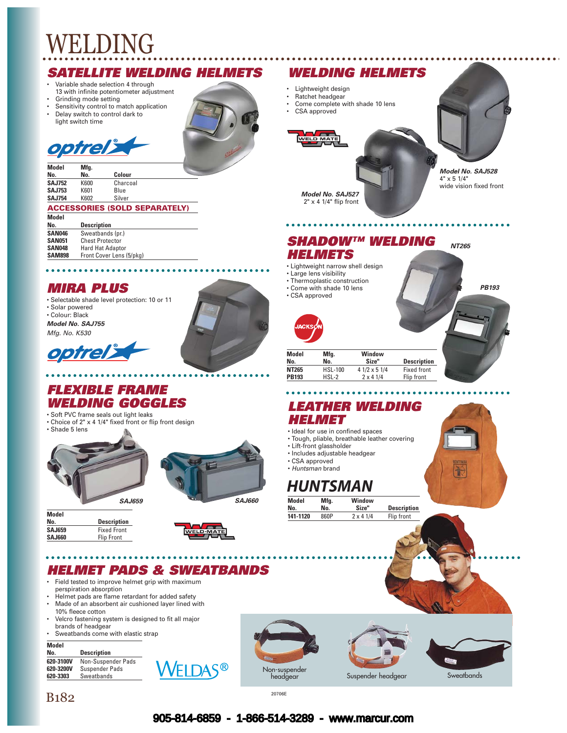# WELDING

## SATELLITE WELDING HELMETS

- Variable shade selection 4 through 13 with infinite potentiometer adjustment
- Grinding mode setting
- Sensitivity control to match application
- Delay switch to control dark to light switch time

optrel®

| Model No. | Mfg. No. | Colour |
|---|---|---|
| **SAJ752** | K600 | Charcoal |
| **SAJ753** | K601 | Blue |
| **SAJ754** | K602 | Silver |

### ACCESSORIES (SOLD SEPARATELY)

| Model No. | Description |
|---|---|
| **SAN046** | Sweatbands (pr.) |
| **SAN051** | Chest Protector |
| **SAN048** | Hard Hat Adaptor |
| **SAM898** | Front Cover Lens (5/pkg) |

## MIRA PLUS

- Selectable shade level protection: 10 or 11
- Solar powered
- Colour: Black

***Model No. SAJ755***

*Mfg. No. K530*

optrel®

## FLEXIBLE FRAME WELDING GOGGLES

- Soft PVC frame seals out light leaks
- Choice of 2" x 4 1/4" fixed front or flip front design
- Shade 5 lens

*SAJ659* *SAJ660*

| Model No. | Description |
|---|---|
| **SAJ659** | Fixed Front |
| **SAJ660** | Flip Front |

WELD·MATE

## WELDING HELMETS

- Lightweight design
- Ratchet headgear
- Come complete with shade 10 lens
- CSA approved

WELD·MATE

***Model No. SAJ527***
2" x 4 1/4" flip front

***Model No. SAJ528***
4" x 5 1/4"
wide vision fixed front

## SHADOW™ WELDING HELMETS

- Lightweight narrow shell design
- Large lens visibility
- Thermoplastic construction
- Come with shade 10 lens
- CSA approved

JACKSON

*NT265* *PB193*

| Model No. | Mfg. No. | Window Size" | Description |
|---|---|---|---|
| **NT265** | HSL-100 | 4 1/2 x 5 1/4 | Fixed front |
| **PB193** | HSL-2 | 2 x 4 1/4 | Flip front |

## LEATHER WELDING HELMET

- Ideal for use in confined spaces
- Tough, pliable, breathable leather covering
- Lift-front glassholder
- Includes adjustable headgear
- CSA approved
- *Huntsman* brand

***HUNTSMAN***

| Model No. | Mfg. No. | Window Size" | Description |
|---|---|---|---|
| **141-1120** | 860P | 2 x 4 1/4 | Flip front |

## HELMET PADS & SWEATBANDS

- Field tested to improve helmet grip with maximum perspiration absorption
- Helmet pads are flame retardant for added safety
- Made of an absorbent air cushioned layer lined with 10% fleece cotton
- Velcro fastening system is designed to fit all major brands of headgear
- Sweatbands come with elastic strap

| Model No. | Description |
|---|---|
| **620-3100V** | Non-Suspender Pads |
| **620-3200V** | Suspender Pads |
| **620-3303** | Sweatbands |

WELDAS®

Non-suspender headgear — Suspender headgear — Sweatbands

20706E

B182

**905-814-6859 - 1-866-514-3289 - www.marcur.com**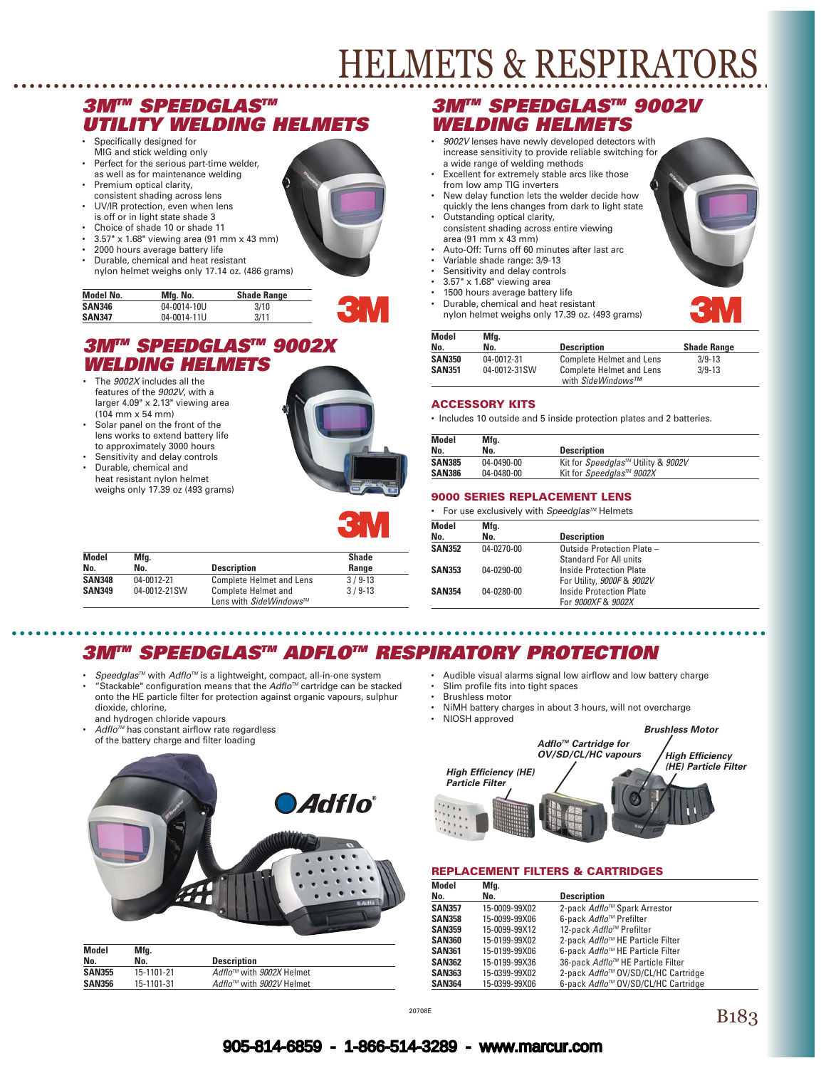# HELMETS & RESPIRATORS

## 3M™ SPEEDGLAS™ UTILITY WELDING HELMETS

- Specifically designed for MIG and stick welding only
- Perfect for the serious part-time welder, as well as for maintenance welding
- Premium optical clarity, consistent shading across lens
- UV/IR protection, even when lens is off or in light state shade 3
- Choice of shade 10 or shade 11
- 3.57" x 1.68" viewing area (91 mm x 43 mm)
- 2000 hours average battery life
- Durable, chemical and heat resistant nylon helmet weighs only 17.14 oz. (486 grams)

| Model No. | Mfg. No. | Shade Range |
|---|---|---|
| **SAN346** | 04-0014-10U | 3/10 |
| **SAN347** | 04-0014-11U | 3/11 |

## 3M™ SPEEDGLAS™ 9002X WELDING HELMETS

- The *9002X* includes all the features of the *9002V*, with a larger 4.09" x 2.13" viewing area (104 mm x 54 mm)
- Solar panel on the front of the lens works to extend battery life to approximately 3000 hours
- Sensitivity and delay controls
- Durable, chemical and heat resistant nylon helmet weighs only 17.39 oz (493 grams)

| Model No. | Mfg. No. | Description | Shade Range |
|---|---|---|---|
| **SAN348** | 04-0012-21 | Complete Helmet and Lens | 3 / 9-13 |
| **SAN349** | 04-0012-21SW | Complete Helmet and Lens with *SideWindows™* | 3 / 9-13 |

## 3M™ SPEEDGLAS™ 9002V WELDING HELMETS

- *9002V* lenses have newly developed detectors with increase sensitivity to provide reliable switching for a wide range of welding methods
- Excellent for extremely stable arcs like those from low amp TIG inverters
- New delay function lets the welder decide how quickly the lens changes from dark to light state
- Outstanding optical clarity, consistent shading across entire viewing area (91 mm x 43 mm)
- Auto-Off: Turns off 60 minutes after last arc
- Variable shade range: 3/9-13
- Sensitivity and delay controls
- 3.57" x 1.68" viewing area
- 1500 hours average battery life
- Durable, chemical and heat resistant nylon helmet weighs only 17.39 oz. (493 grams)

| Model No. | Mfg. No. | Description | Shade Range |
|---|---|---|---|
| **SAN350** | 04-0012-31 | Complete Helmet and Lens | 3/9-13 |
| **SAN351** | 04-0012-31SW | Complete Helmet and Lens with *SideWindows™* | 3/9-13 |

### ACCESSORY KITS

- Includes 10 outside and 5 inside protection plates and 2 batteries.

| Model No. | Mfg. No. | Description |
|---|---|---|
| **SAN385** | 04-0490-00 | Kit for *Speedglas™* Utility & *9002V* |
| **SAN386** | 04-0480-00 | Kit for *Speedglas™ 9002X* |

### 9000 SERIES REPLACEMENT LENS

- For use exclusively with *Speedglas™* Helmets

| Model No. | Mfg. No. | Description |
|---|---|---|
| **SAN352** | 04-0270-00 | Outside Protection Plate – Standard For All units |
| **SAN353** | 04-0290-00 | Inside Protection Plate For Utility, *9000F* & *9002V* |
| **SAN354** | 04-0280-00 | Inside Protection Plate For *9000XF* & *9002X* |

## 3M™ SPEEDGLAS™ ADFLO™ RESPIRATORY PROTECTION

- *Speedglas™* with *Adflo™* is a lightweight, compact, all-in-one system
- "Stackable" configuration means that the *Adflo™* cartridge can be stacked onto the HE particle filter for protection against organic vapours, sulphur dioxide, chlorine, and hydrogen chloride vapours
- *Adflo™* has constant airflow rate regardless of the battery charge and filter loading
- Audible visual alarms signal low airflow and low battery charge
- Slim profile fits into tight spaces
- Brushless motor
- NiMH battery charges in about 3 hours, will not overcharge
- NIOSH approved

*Brushless Motor*

*Adflo™ Cartridge for OV/SD/CL/HC vapours*

*High Efficiency (HE) Particle Filter*

*High Efficiency (HE) Particle Filter*

| Model No. | Mfg. No. | Description |
|---|---|---|
| **SAN355** | 15-1101-21 | *Adflo™* with *9002X* Helmet |
| **SAN356** | 15-1101-31 | *Adflo™* with *9002V* Helmet |

### REPLACEMENT FILTERS & CARTRIDGES

| Model No. | Mfg. No. | Description |
|---|---|---|
| **SAN357** | 15-0009-99X02 | 2-pack *Adflo™* Spark Arrestor |
| **SAN358** | 15-0099-99X06 | 6-pack *Adflo™* Prefilter |
| **SAN359** | 15-0099-99X12 | 12-pack *Adflo™* Prefilter |
| **SAN360** | 15-0199-99X02 | 2-pack *Adflo™* HE Particle Filter |
| **SAN361** | 15-0199-99X06 | 6-pack *Adflo™* HE Particle Filter |
| **SAN362** | 15-0199-99X36 | 36-pack *Adflo™* HE Particle Filter |
| **SAN363** | 15-0399-99X02 | 2-pack *Adflo™* OV/SD/CL/HC Cartridge |
| **SAN364** | 15-0399-99X06 | 6-pack *Adflo™* OV/SD/CL/HC Cartridge |

20708E

905-814-6859 - 1-866-514-3289 - www.marcur.com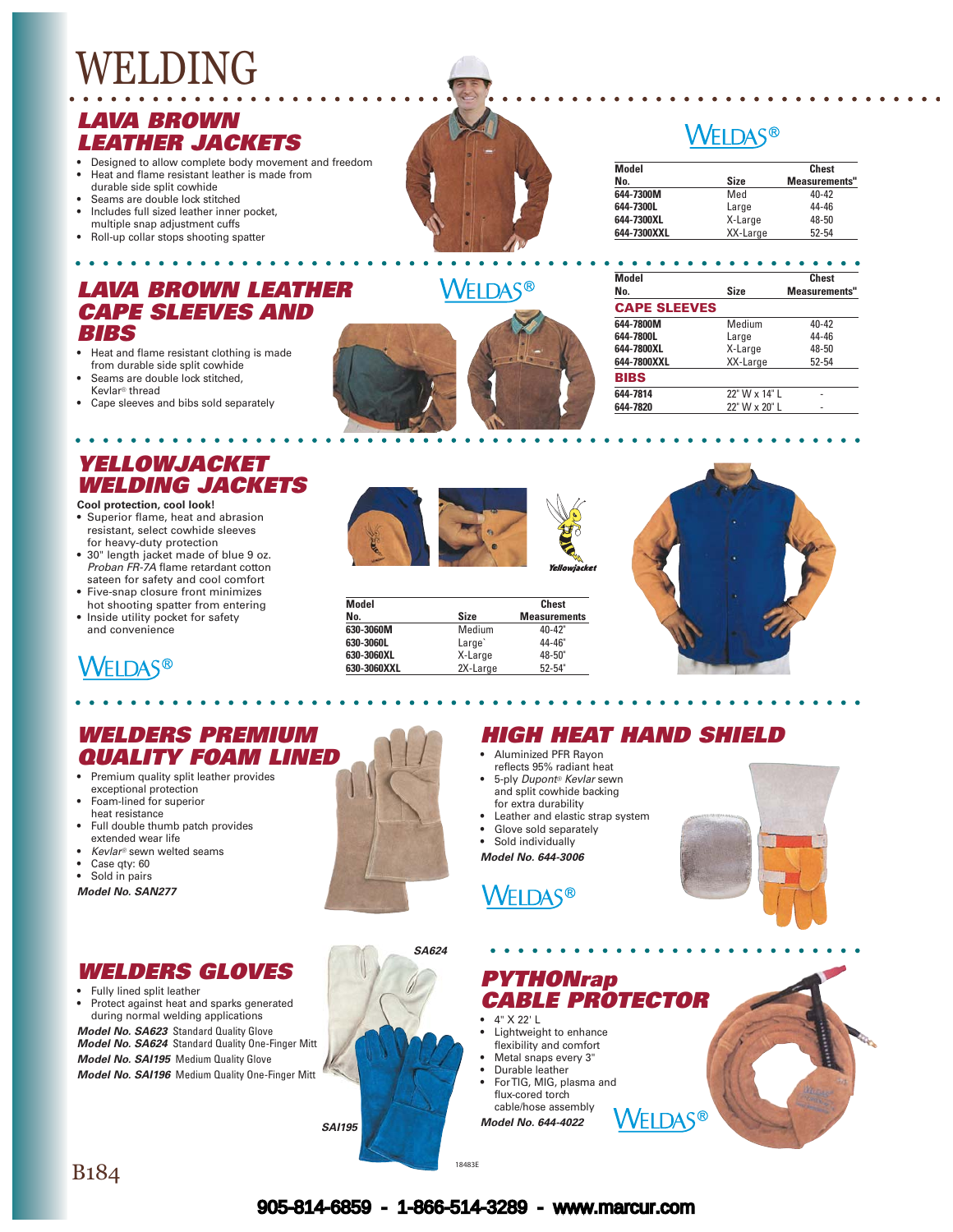# WELDING

## LAVA BROWN LEATHER JACKETS

- Designed to allow complete body movement and freedom
- Heat and flame resistant leather is made from durable side split cowhide
- Seams are double lock stitched
- Includes full sized leather inner pocket, multiple snap adjustment cuffs
- Roll-up collar stops shooting spatter

WELDAS®

| Model No. | Size | Chest Measurements" |
|---|---|---|
| 644-7300M | Med | 40-42 |
| 644-7300L | Large | 44-46 |
| 644-7300XL | X-Large | 48-50 |
| 644-7300XXL | XX-Large | 52-54 |

## LAVA BROWN LEATHER CAPE SLEEVES AND BIBS

- Heat and flame resistant clothing is made from durable side split cowhide
- Seams are double lock stitched, Kevlar® thread
- Cape sleeves and bibs sold separately

WELDAS®

| Model No. | Size | Chest Measurements" |
|---|---|---|
| **CAPE SLEEVES** | | |
| 644-7800M | Medium | 40-42 |
| 644-7800L | Large | 44-46 |
| 644-7800XL | X-Large | 48-50 |
| 644-7800XXL | XX-Large | 52-54 |
| **BIBS** | | |
| 644-7814 | 22" W x 14" L | - |
| 644-7820 | 22" W x 20" L | - |

## YELLOWJACKET WELDING JACKETS

**Cool protection, cool look!**

- Superior flame, heat and abrasion resistant, select cowhide sleeves for heavy-duty protection
- 30" length jacket made of blue 9 oz. *Proban FR-7A* flame retardant cotton sateen for safety and cool comfort
- Five-snap closure front minimizes hot shooting spatter from entering
- Inside utility pocket for safety and convenience

WELDAS®

*Yellowjacket*

| Model No. | Size | Chest Measurements |
|---|---|---|
| 630-3060M | Medium | 40-42" |
| 630-3060L | Large` | 44-46" |
| 630-3060XL | X-Large | 48-50" |
| 630-3060XXL | 2X-Large | 52-54" |

## WELDERS PREMIUM QUALITY FOAM LINED

- Premium quality split leather provides exceptional protection
- Foam-lined for superior heat resistance
- Full double thumb patch provides extended wear life
- *Kevlar®* sewn welted seams
- Case qty: 60
- Sold in pairs

***Model No. SAN277***

## HIGH HEAT HAND SHIELD

- Aluminized PFR Rayon reflects 95% radiant heat
- 5-ply *Dupont® Kevlar* sewn and split cowhide backing for extra durability
- Leather and elastic strap system
- Glove sold separately
- Sold individually

***Model No. 644-3006***

WELDAS®

## WELDERS GLOVES

- Fully lined split leather
- Protect against heat and sparks generated during normal welding applications

***Model No. SA623*** Standard Quality Glove
***Model No. SA624*** Standard Quality One-Finger Mitt
***Model No. SAI195*** Medium Quality Glove
***Model No. SAI196*** Medium Quality One-Finger Mitt

*SA624*

*SAI195*

18483E

## PYTHONrap CABLE PROTECTOR

- 4" X 22' L
- Lightweight to enhance flexibility and comfort
- Metal snaps every 3"
- Durable leather
- For TIG, MIG, plasma and flux-cored torch cable/hose assembly

***Model No. 644-4022***

WELDAS®

**905-814-6859 - 1-866-514-3289 - www.marcur.com**